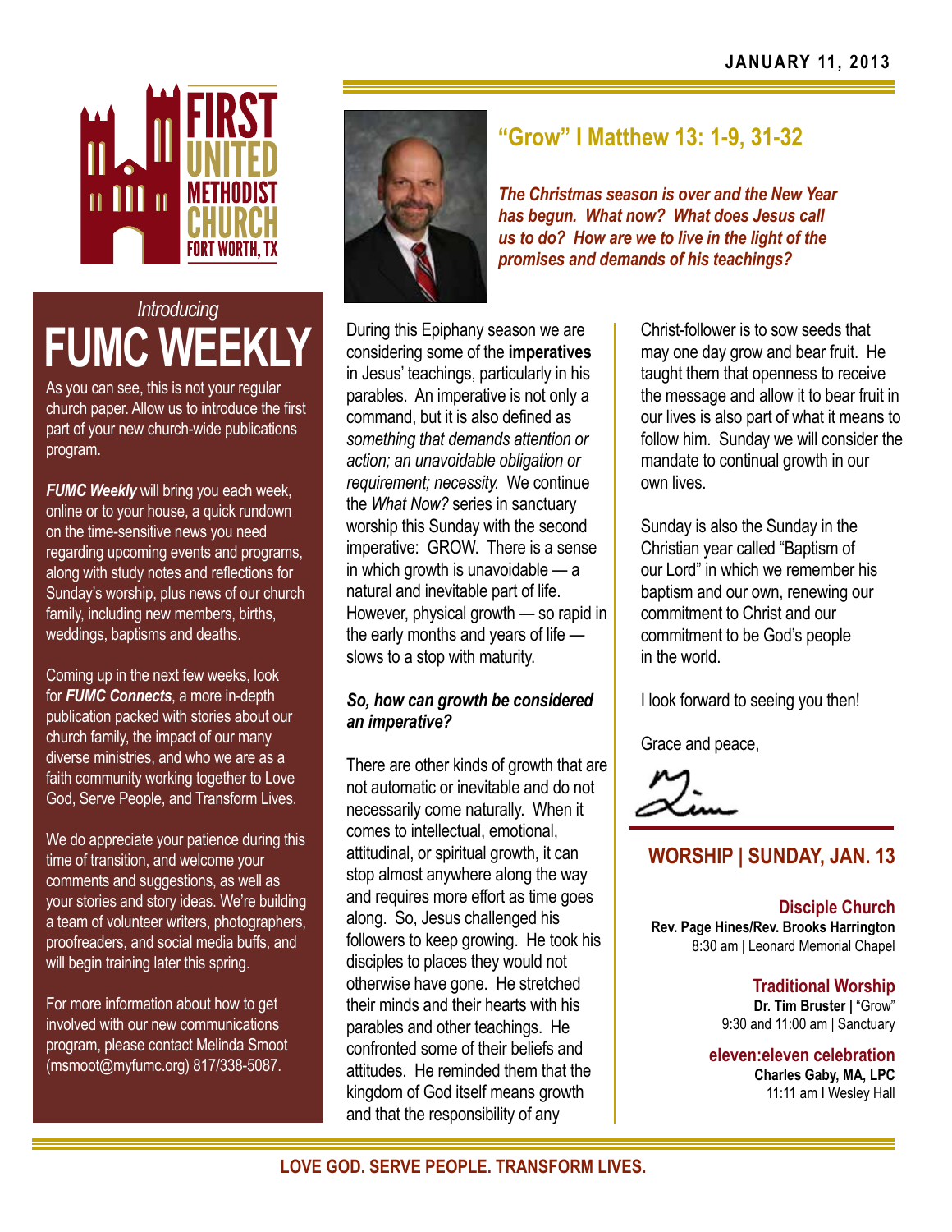JANUARY 11, 2013

# FIRST UNITED METHODIST CHURCH
FORT WORTH, TX

*Introducing*

## FUMC WEEKLY

As you can see, this is not your regular church paper. Allow us to introduce the first part of your new church-wide publications program.

***FUMC Weekly*** will bring you each week, online or to your house, a quick rundown on the time-sensitive news you need regarding upcoming events and programs, along with study notes and reflections for Sunday's worship, plus news of our church family, including new members, births, weddings, baptisms and deaths.

Coming up in the next few weeks, look for ***FUMC Connects***, a more in-depth publication packed with stories about our church family, the impact of our many diverse ministries, and who we are as a faith community working together to Love God, Serve People, and Transform Lives.

We do appreciate your patience during this time of transition, and welcome your comments and suggestions, as well as your stories and story ideas. We're building a team of volunteer writers, photographers, proofreaders, and social media buffs, and will begin training later this spring.

For more information about how to get involved with our new communications program, please contact Melinda Smoot (msmoot@myfumc.org) 817/338-5087.

## "Grow" I Matthew 13: 1-9, 31-32

***The Christmas season is over and the New Year has begun. What now? What does Jesus call us to do? How are we to live in the light of the promises and demands of his teachings?***

During this Epiphany season we are considering some of the **imperatives** in Jesus' teachings, particularly in his parables. An imperative is not only a command, but it is also defined as *something that demands attention or action; an unavoidable obligation or requirement; necessity.* We continue the *What Now?* series in sanctuary worship this Sunday with the second imperative: GROW. There is a sense in which growth is unavoidable — a natural and inevitable part of life. However, physical growth — so rapid in the early months and years of life — slows to a stop with maturity.

***So, how can growth be considered an imperative?***

There are other kinds of growth that are not automatic or inevitable and do not necessarily come naturally. When it comes to intellectual, emotional, attitudinal, or spiritual growth, it can stop almost anywhere along the way and requires more effort as time goes along. So, Jesus challenged his followers to keep growing. He took his disciples to places they would not otherwise have gone. He stretched their minds and their hearts with his parables and other teachings. He confronted some of their beliefs and attitudes. He reminded them that the kingdom of God itself means growth and that the responsibility of any Christ-follower is to sow seeds that may one day grow and bear fruit. He taught them that openness to receive the message and allow it to bear fruit in our lives is also part of what it means to follow him. Sunday we will consider the mandate to continual growth in our own lives.

Sunday is also the Sunday in the Christian year called "Baptism of our Lord" in which we remember his baptism and our own, renewing our commitment to Christ and our commitment to be God's people in the world.

I look forward to seeing you then!

Grace and peace,

Tim

## WORSHIP | SUNDAY, JAN. 13

**Disciple Church**
**Rev. Page Hines/Rev. Brooks Harrington**
8:30 am | Leonard Memorial Chapel

**Traditional Worship**
**Dr. Tim Bruster** | "Grow"
9:30 and 11:00 am | Sanctuary

**eleven:eleven celebration**
**Charles Gaby, MA, LPC**
11:11 am I Wesley Hall

**LOVE GOD. SERVE PEOPLE. TRANSFORM LIVES.**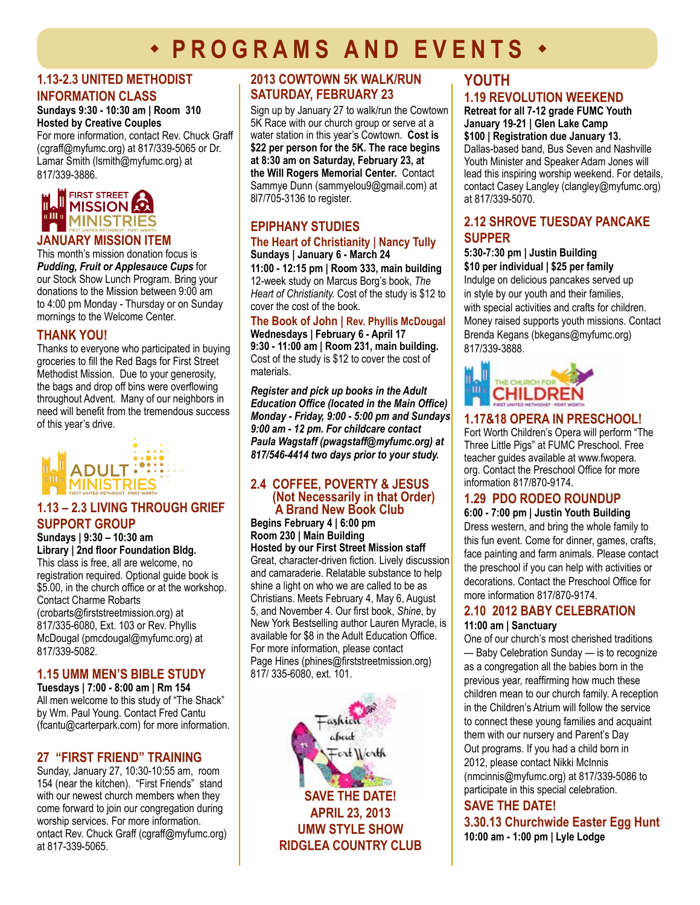# • PROGRAMS AND EVENTS •

## 1.13-2.3 UNITED METHODIST INFORMATION CLASS

**Sundays 9:30 - 10:30 am | Room 310**
**Hosted by Creative Couples**
For more information, contact Rev. Chuck Graff (cgraff@myfumc.org) at 817/339-5065 or Dr. Lamar Smith (lsmith@myfumc.org) at 817/339-3886.

FIRST STREET MISSION MINISTRIES
FIRST UNITED METHODIST · FORT WORTH

## JANUARY MISSION ITEM

This month's mission donation focus is ***Pudding, Fruit or Applesauce Cups*** for our Stock Show Lunch Program. Bring your donations to the Mission between 9:00 am to 4:00 pm Monday - Thursday or on Sunday mornings to the Welcome Center.

## THANK YOU!

Thanks to everyone who participated in buying groceries to fill the Red Bags for First Street Methodist Mission. Due to your generosity, the bags and drop off bins were overflowing throughout Advent. Many of our neighbors in need will benefit from the tremendous success of this year's drive.

ADULT MINISTRIES
FIRST UNITED METHODIST · FORT WORTH

## 1.13 – 2.3 LIVING THROUGH GRIEF SUPPORT GROUP

**Sundays | 9:30 – 10:30 am**
**Library | 2nd floor Foundation Bldg.**
This class is free, all are welcome, no registration required. Optional guide book is $5.00, in the church office or at the workshop. Contact Charme Robarts (crobarts@firststreetmission.org) at 817/335-6080, Ext. 103 or Rev. Phyllis McDougal (pmcdougal@myfumc.org) at 817/339-5082.

## 1.15 UMM MEN'S BIBLE STUDY

**Tuesdays | 7:00 - 8:00 am | Rm 154**
All men welcome to this study of "The Shack" by Wm. Paul Young. Contact Fred Cantu (fcantu@carterpark.com) for more information.

## 27 "FIRST FRIEND" TRAINING

Sunday, January 27, 10:30-10:55 am, room 154 (near the kitchen). "First Friends" stand with our newest church members when they come forward to join our congregation during worship services. For more information. ontact Rev. Chuck Graff (cgraff@myfumc.org) at 817-339-5065.

## 2013 COWTOWN 5K WALK/RUN SATURDAY, FEBRUARY 23

Sign up by January 27 to walk/run the Cowtown 5K Race with our church group or serve at a water station in this year's Cowtown. **Cost is $22 per person for the 5K. The race begins at 8:30 am on Saturday, February 23, at the Will Rogers Memorial Center.** Contact Sammye Dunn (sammyelou9@gmail.com) at 8l7/705-3136 to register.

## EPIPHANY STUDIES

### The Heart of Christianity | Nancy Tully

**Sundays | January 6 - March 24**
**11:00 - 12:15 pm | Room 333, main building**
12-week study on Marcus Borg's book, *The Heart of Christianity.* Cost of the study is $12 to cover the cost of the book.

### The Book of John | Rev. Phyllis McDougal

**Wednesdays | February 6 - April 17**
**9:30 - 11:00 am | Room 231, main building.**
Cost of the study is $12 to cover the cost of materials.

***Register and pick up books in the Adult Education Office (located in the Main Office) Monday - Friday, 9:00 - 5:00 pm and Sundays 9:00 am - 12 pm. For childcare contact Paula Wagstaff (pwagstaff@myfumc.org) at 817/546-4414 two days prior to your study.***

## 2.4 COFFEE, POVERTY & JESUS (Not Necessarily in that Order) A Brand New Book Club

**Begins February 4 | 6:00 pm**
**Room 230 | Main Building**
**Hosted by our First Street Mission staff**
Great, character-driven fiction. Lively discussion and camaraderie. Relatable substance to help shine a light on who we are called to be as Christians. Meets February 4, May 6, August 5, and November 4. Our first book, *Shine*, by New York Bestselling author Lauren Myracle, is available for $8 in the Adult Education Office. For more information, please contact Page Hines (phines@firststreetmission.org) 817/ 335-6080, ext. 101.

Fashion about Fort Worth

**SAVE THE DATE!**
**APRIL 23, 2013**
**UMW STYLE SHOW**
**RIDGLEA COUNTRY CLUB**

# YOUTH

## 1.19 REVOLUTION WEEKEND

**Retreat for all 7-12 grade FUMC Youth**
**January 19-21 | Glen Lake Camp**
**$100 | Registration due January 13.**
Dallas-based band, Bus Seven and Nashville Youth Minister and Speaker Adam Jones will lead this inspiring worship weekend. For details, contact Casey Langley (clangley@myfumc.org) at 817/339-5070.

## 2.12 SHROVE TUESDAY PANCAKE SUPPER

**5:30-7:30 pm | Justin Building**
**$10 per individual | $25 per family**
Indulge on delicious pancakes served up in style by our youth and their families, with special activities and crafts for children. Money raised supports youth missions. Contact Brenda Kegans (bkegans@myfumc.org) 817/339-3888.

THE CHURCH FOR CHILDREN
FIRST UNITED METHODIST · FORT WORTH

## 1.17&18 OPERA IN PRESCHOOL!

Fort Worth Children's Opera will perform "The Three Little Pigs" at FUMC Preschool. Free teacher guides available at www.fwopera.org. Contact the Preschool Office for more information 817/870-9174.

## 1.29 PDO RODEO ROUNDUP

**6:00 - 7:00 pm | Justin Youth Building**
Dress western, and bring the whole family to this fun event. Come for dinner, games, crafts, face painting and farm animals. Please contact the preschool if you can help with activities or decorations. Contact the Preschool Office for more information 817/870-9174.

## 2.10 2012 BABY CELEBRATION

**11:00 am | Sanctuary**
One of our church's most cherished traditions — Baby Celebration Sunday — is to recognize as a congregation all the babies born in the previous year, reaffirming how much these children mean to our church family. A reception in the Children's Atrium will follow the service to connect these young families and acquaint them with our nursery and Parent's Day Out programs. If you had a child born in 2012, please contact Nikki McInnis (nmcinnis@myfumc.org) at 817/339-5086 to participate in this special celebration.

## SAVE THE DATE!

## 3.30.13 Churchwide Easter Egg Hunt

**10:00 am - 1:00 pm | Lyle Lodge**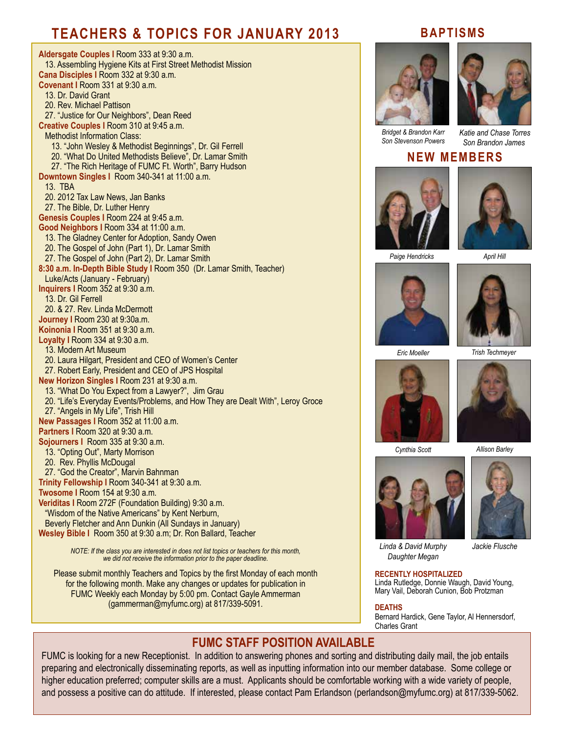## TEACHERS & TOPICS FOR JANUARY 2013

**Aldersgate Couples |** Room 333 at 9:30 a.m.
13. Assembling Hygiene Kits at First Street Methodist Mission

**Cana Disciples |** Room 332 at 9:30 a.m.

**Covenant |** Room 331 at 9:30 a.m.
13. Dr. David Grant
20. Rev. Michael Pattison
27. "Justice for Our Neighbors", Dean Reed

**Creative Couples |** Room 310 at 9:45 a.m.
Methodist Information Class:
13. "John Wesley & Methodist Beginnings", Dr. Gil Ferrell
20. "What Do United Methodists Believe", Dr. Lamar Smith
27. "The Rich Heritage of FUMC Ft. Worth", Barry Hudson

**Downtown Singles |** Room 340-341 at 11:00 a.m.
13. TBA
20. 2012 Tax Law News, Jan Banks
27. The Bible, Dr. Luther Henry

**Genesis Couples |** Room 224 at 9:45 a.m.

**Good Neighbors |** Room 334 at 11:00 a.m.
13. The Gladney Center for Adoption, Sandy Owen
20. The Gospel of John (Part 1), Dr. Lamar Smith
27. The Gospel of John (Part 2), Dr. Lamar Smith

**8:30 a.m. In-Depth Bible Study |** Room 350 (Dr. Lamar Smith, Teacher)
Luke/Acts (January - February)

**Inquirers |** Room 352 at 9:30 a.m.
13. Dr. Gil Ferrell
20. & 27. Rev. Linda McDermott

**Journey |** Room 230 at 9:30a.m.

**Koinonia |** Room 351 at 9:30 a.m.

**Loyalty |** Room 334 at 9:30 a.m.
13. Modern Art Museum
20. Laura Hilgart, President and CEO of Women's Center
27. Robert Early, President and CEO of JPS Hospital

**New Horizon Singles |** Room 231 at 9:30 a.m.
13. "What Do You Expect from a Lawyer?", Jim Grau
20. "Life's Everyday Events/Problems, and How They are Dealt With", Leroy Groce
27. "Angels in My Life", Trish Hill

**New Passages |** Room 352 at 11:00 a.m.

**Partners |** Room 320 at 9:30 a.m.

**Sojourners |** Room 335 at 9:30 a.m.
13. "Opting Out", Marty Morrison
20. Rev. Phyllis McDougal
27. "God the Creator", Marvin Bahnman

**Trinity Fellowship |** Room 340-341 at 9:30 a.m.

**Twosome |** Room 154 at 9:30 a.m.

**Veriditas |** Room 272F (Foundation Building) 9:30 a.m.
"Wisdom of the Native Americans" by Kent Nerburn,
Beverly Fletcher and Ann Dunkin (All Sundays in January)

**Wesley Bible |** Room 350 at 9:30 a.m; Dr. Ron Ballard, Teacher

*NOTE: If the class you are interested in does not list topics or teachers for this month, we did not receive the information prior to the paper deadline.*

Please submit monthly Teachers and Topics by the first Monday of each month for the following month. Make any changes or updates for publication in FUMC Weekly each Monday by 5:00 pm. Contact Gayle Ammerman (gammerman@myfumc.org) at 817/339-5091.

## BAPTISMS

*Bridget & Brandon Karr*
*Son Stevenson Powers*

*Katie and Chase Torres*
*Son Brandon James*

## NEW MEMBERS

*Paige Hendricks*

*April Hill*

*Eric Moeller*

*Trish Techmeyer*

*Cynthia Scott*

*Allison Barley*

*Linda & David Murphy*
*Daughter Megan*

*Jackie Flusche*

**RECENTLY HOSPITALIZED**
Linda Rutledge, Donnie Waugh, David Young, Mary Vail, Deborah Cunion, Bob Protzman

**DEATHS**
Bernard Hardick, Gene Taylor, Al Hennersdorf, Charles Grant

## FUMC STAFF POSITION AVAILABLE

FUMC is looking for a new Receptionist. In addition to answering phones and sorting and distributing daily mail, the job entails preparing and electronically disseminating reports, as well as inputting information into our member database. Some college or higher education preferred; computer skills are a must. Applicants should be comfortable working with a wide variety of people, and possess a positive can do attitude. If interested, please contact Pam Erlandson (perlandson@myfumc.org) at 817/339-5062.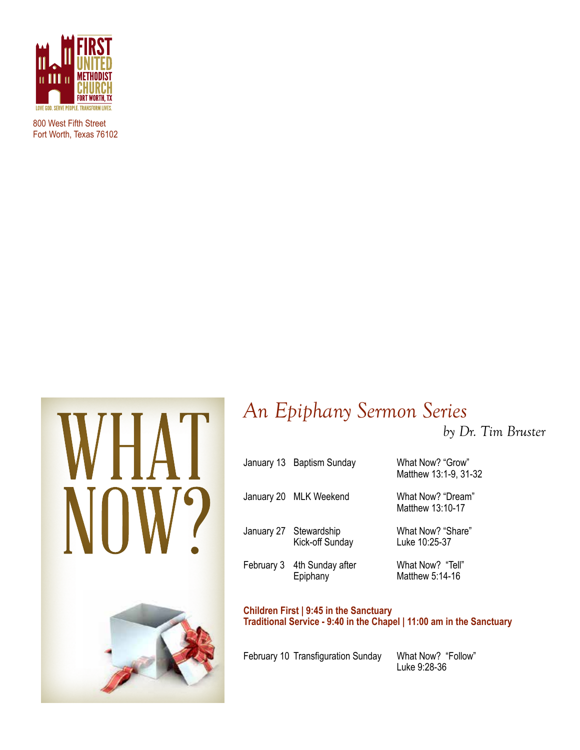FIRST UNITED METHODIST CHURCH
FORT WORTH, TX
LOVE GOD. SERVE PEOPLE. TRANSFORM LIVES.

800 West Fifth Street
Fort Worth, Texas 76102

WHAT NOW?

# *An Epiphany Sermon Series*

*by Dr. Tim Bruster*

| | | |
|---|---|---|
| January 13 | Baptism Sunday | What Now? "Grow"<br>Matthew 13:1-9, 31-32 |
| January 20 | MLK Weekend | What Now? "Dream"<br>Matthew 13:10-17 |
| January 27 | Stewardship Kick-off Sunday | What Now? "Share"<br>Luke 10:25-37 |
| February 3 | 4th Sunday after Epiphany | What Now? "Tell"<br>Matthew 5:14-16 |

**Children First | 9:45 in the Sanctuary**
**Traditional Service - 9:40 in the Chapel | 11:00 am in the Sanctuary**

| | | |
|---|---|---|
| February 10 | Transfiguration Sunday | What Now? "Follow"<br>Luke 9:28-36 |